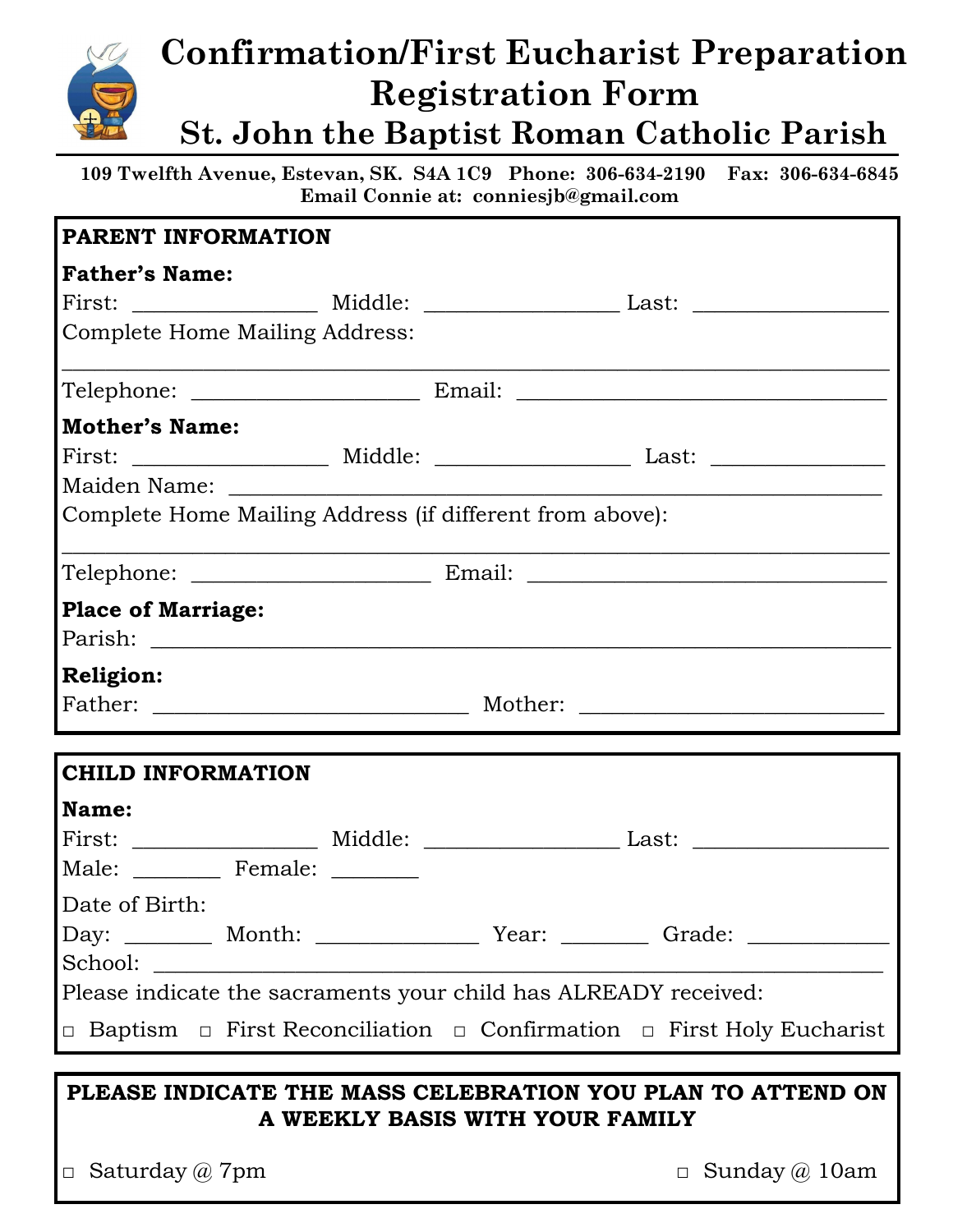# Confirmation/First Eucharist Preparation Registration Form

## St. John the Baptist Roman Catholic Parish

**109 Twelfth Avenue, Estevan, SK. S4A 1C9 Phone: 306-634-2190 Fax: 306-634-6845**
**Email Connie at: conniesjb@gmail.com**

---

**PARENT INFORMATION**

**Father's Name:**

First: ________________ Middle: _________________ Last: _________________

Complete Home Mailing Address:

________________________________________________________________________

Telephone: ____________________ Email: ________________________________

**Mother's Name:**

First: _________________ Middle: _________________ Last: _______________

Maiden Name: ________________________________________________________

Complete Home Mailing Address (if different from above):

________________________________________________________________________

Telephone: _____________________ Email: _______________________________

**Place of Marriage:**

Parish: _______________________________________________________________

**Religion:**

Father: ___________________________ Mother: ___________________________

---

**CHILD INFORMATION**

**Name:**

First: ________________ Middle: _________________ Last: _________________

Male: _______ Female: _______

Date of Birth:

Day: _______ Month: ______________ Year: _______ Grade: ____________

School: _______________________________________________________________

Please indicate the sacraments your child has ALREADY received:

□ Baptism □ First Reconciliation □ Confirmation □ First Holy Eucharist

---

**PLEASE INDICATE THE MASS CELEBRATION YOU PLAN TO ATTEND ON A WEEKLY BASIS WITH YOUR FAMILY**

□ Saturday @ 7pm □ Sunday @ 10am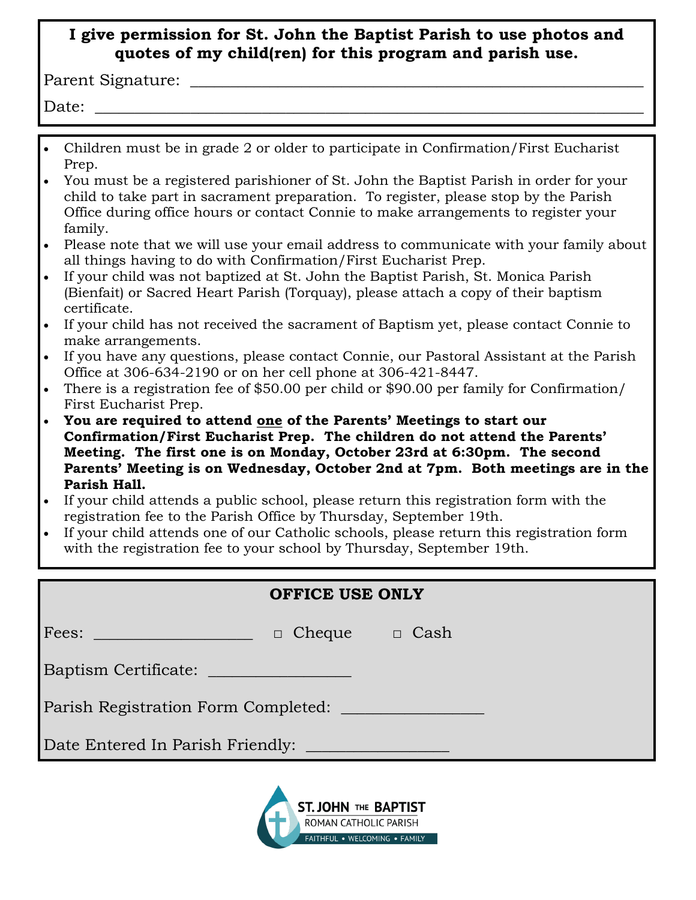**I give permission for St. John the Baptist Parish to use photos and quotes of my child(ren) for this program and parish use.**

Parent Signature: ______________________________________________

Date: ______________________________________________________

- Children must be in grade 2 or older to participate in Confirmation/First Eucharist Prep.
- You must be a registered parishioner of St. John the Baptist Parish in order for your child to take part in sacrament preparation. To register, please stop by the Parish Office during office hours or contact Connie to make arrangements to register your family.
- Please note that we will use your email address to communicate with your family about all things having to do with Confirmation/First Eucharist Prep.
- If your child was not baptized at St. John the Baptist Parish, St. Monica Parish (Bienfait) or Sacred Heart Parish (Torquay), please attach a copy of their baptism certificate.
- If your child has not received the sacrament of Baptism yet, please contact Connie to make arrangements.
- If you have any questions, please contact Connie, our Pastoral Assistant at the Parish Office at 306-634-2190 or on her cell phone at 306-421-8447.
- There is a registration fee of $50.00 per child or $90.00 per family for Confirmation/ First Eucharist Prep.
- **You are required to attend one of the Parents' Meetings to start our Confirmation/First Eucharist Prep. The children do not attend the Parents' Meeting. The first one is on Monday, October 23rd at 6:30pm. The second Parents' Meeting is on Wednesday, October 2nd at 7pm. Both meetings are in the Parish Hall.**
- If your child attends a public school, please return this registration form with the registration fee to the Parish Office by Thursday, September 19th.
- If your child attends one of our Catholic schools, please return this registration form with the registration fee to your school by Thursday, September 19th.

**OFFICE USE ONLY**

Fees: ________________ □ Cheque □ Cash

Baptism Certificate: ______________

Parish Registration Form Completed: ______________

Date Entered In Parish Friendly: ______________

ST. JOHN THE BAPTIST
ROMAN CATHOLIC PARISH
FAITHFUL • WELCOMING • FAMILY